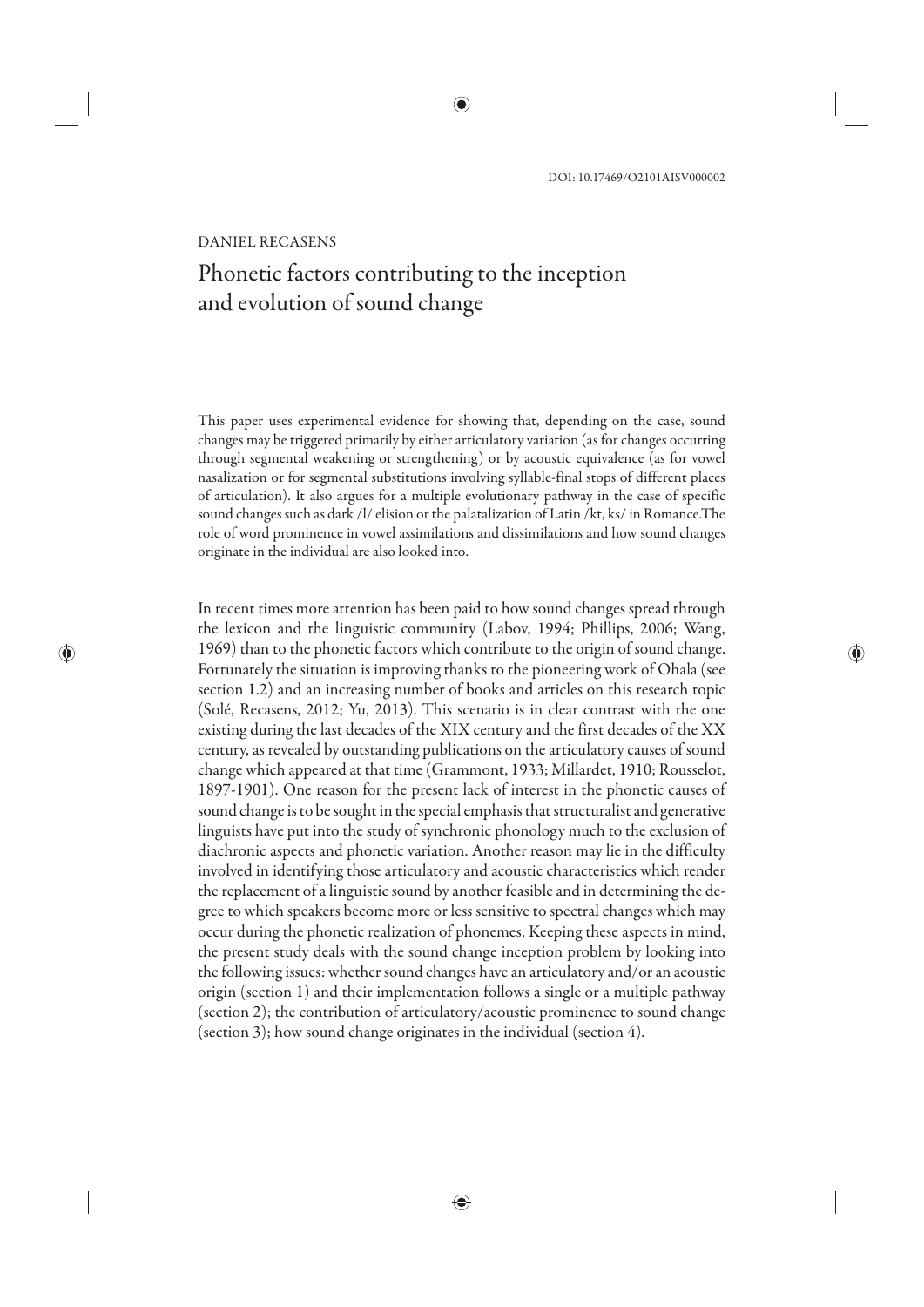DOI: 10.17469/O2101AISV000002

DANIEL RECASENS

# Phonetic factors contributing to the inception and evolution of sound change

This paper uses experimental evidence for showing that, depending on the case, sound changes may be triggered primarily by either articulatory variation (as for changes occurring through segmental weakening or strengthening) or by acoustic equivalence (as for vowel nasalization or for segmental substitutions involving syllable-final stops of different places of articulation). It also argues for a multiple evolutionary pathway in the case of specific sound changes such as dark /l/ elision or the palatalization of Latin /kt, ks/ in Romance.The role of word prominence in vowel assimilations and dissimilations and how sound changes originate in the individual are also looked into.

In recent times more attention has been paid to how sound changes spread through the lexicon and the linguistic community (Labov, 1994; Phillips, 2006; Wang, 1969) than to the phonetic factors which contribute to the origin of sound change. Fortunately the situation is improving thanks to the pioneering work of Ohala (see section 1.2) and an increasing number of books and articles on this research topic (Solé, Recasens, 2012; Yu, 2013). This scenario is in clear contrast with the one existing during the last decades of the XIX century and the first decades of the XX century, as revealed by outstanding publications on the articulatory causes of sound change which appeared at that time (Grammont, 1933; Millardet, 1910; Rousselot, 1897-1901). One reason for the present lack of interest in the phonetic causes of sound change is to be sought in the special emphasis that structuralist and generative linguists have put into the study of synchronic phonology much to the exclusion of diachronic aspects and phonetic variation. Another reason may lie in the difficulty involved in identifying those articulatory and acoustic characteristics which render the replacement of a linguistic sound by another feasible and in determining the degree to which speakers become more or less sensitive to spectral changes which may occur during the phonetic realization of phonemes. Keeping these aspects in mind, the present study deals with the sound change inception problem by looking into the following issues: whether sound changes have an articulatory and/or an acoustic origin (section 1) and their implementation follows a single or a multiple pathway (section 2); the contribution of articulatory/acoustic prominence to sound change (section 3); how sound change originates in the individual (section 4).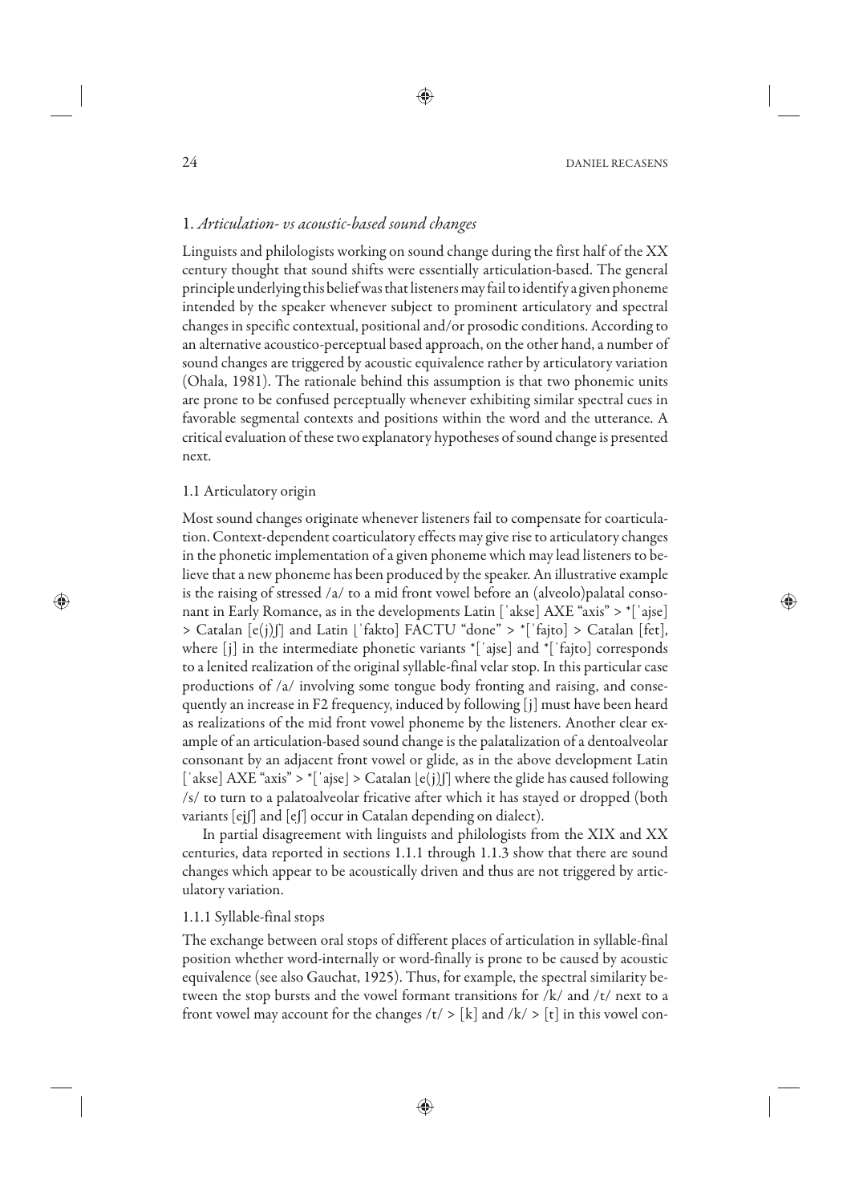## 1. *Articulation- vs acoustic-based sound changes*

Linguists and philologists working on sound change during the first half of the XX century thought that sound shifts were essentially articulation-based. The general principle underlying this belief was that listeners may fail to identify a given phoneme intended by the speaker whenever subject to prominent articulatory and spectral changes in specific contextual, positional and/or prosodic conditions. According to an alternative acoustico-perceptual based approach, on the other hand, a number of sound changes are triggered by acoustic equivalence rather by articulatory variation (Ohala, 1981). The rationale behind this assumption is that two phonemic units are prone to be confused perceptually whenever exhibiting similar spectral cues in favorable segmental contexts and positions within the word and the utterance. A critical evaluation of these two explanatory hypotheses of sound change is presented next.

### 1.1 Articulatory origin

Most sound changes originate whenever listeners fail to compensate for coarticulation. Context-dependent coarticulatory effects may give rise to articulatory changes in the phonetic implementation of a given phoneme which may lead listeners to believe that a new phoneme has been produced by the speaker. An illustrative example is the raising of stressed /a/ to a mid front vowel before an (alveolo)palatal consonant in Early Romance, as in the developments Latin [ˈakse] AXE "axis" > *[ˈajse] > Catalan [e(j)ʃ] and Latin [ˈfakto] FACTU "done" > *[ˈfajto] > Catalan [fet], where [j] in the intermediate phonetic variants *[ˈajse] and *[ˈfajto] corresponds to a lenited realization of the original syllable-final velar stop. In this particular case productions of /a/ involving some tongue body fronting and raising, and consequently an increase in F2 frequency, induced by following [j] must have been heard as realizations of the mid front vowel phoneme by the listeners. Another clear example of an articulation-based sound change is the palatalization of a dentoalveolar consonant by an adjacent front vowel or glide, as in the above development Latin [ˈakse] AXE "axis" > *[ˈajse] > Catalan [e(j)ʃ] where the glide has caused following /s/ to turn to a palatoalveolar fricative after which it has stayed or dropped (both variants [ei̯ʃ] and [eʃ] occur in Catalan depending on dialect).

In partial disagreement with linguists and philologists from the XIX and XX centuries, data reported in sections 1.1.1 through 1.1.3 show that there are sound changes which appear to be acoustically driven and thus are not triggered by articulatory variation.

#### 1.1.1 Syllable-final stops

The exchange between oral stops of different places of articulation in syllable-final position whether word-internally or word-finally is prone to be caused by acoustic equivalence (see also Gauchat, 1925). Thus, for example, the spectral similarity between the stop bursts and the vowel formant transitions for /k/ and /t/ next to a front vowel may account for the changes /t/ > [k] and /k/ > [t] in this vowel con-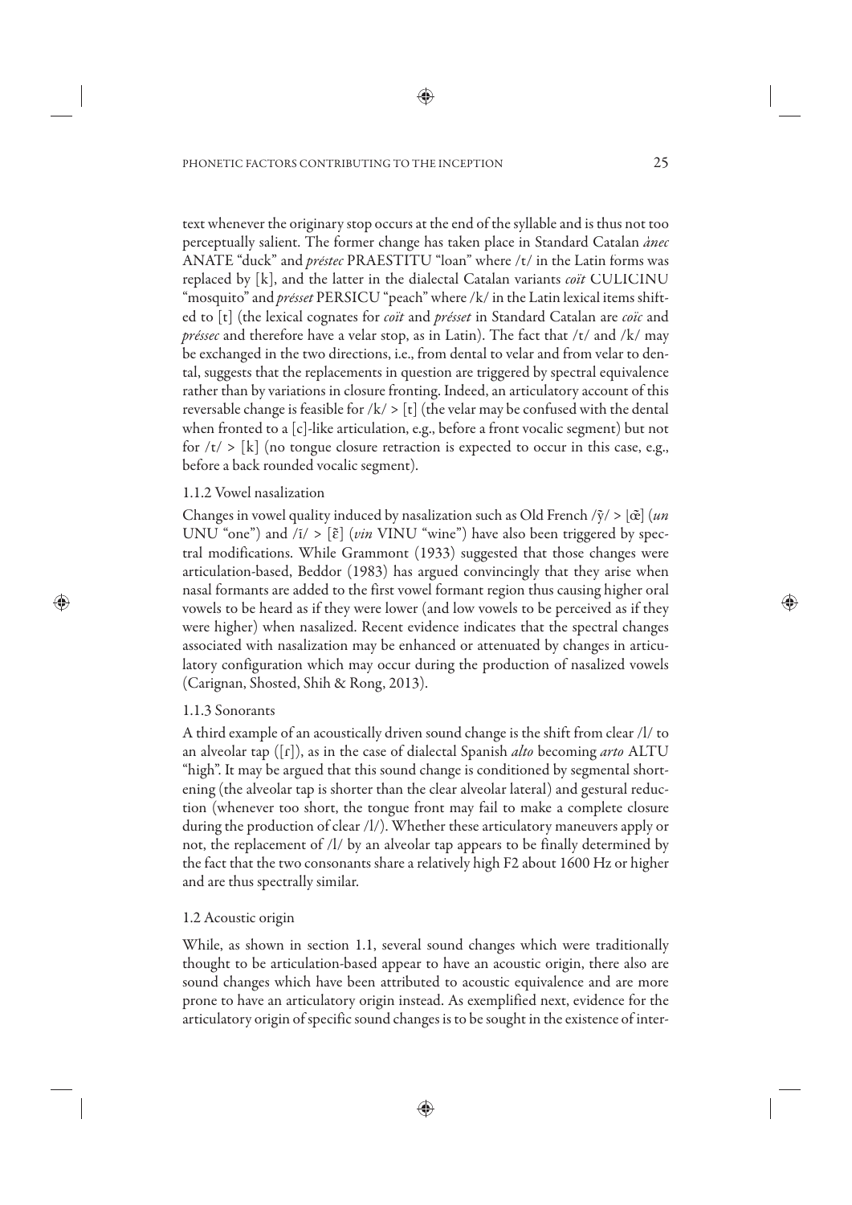text whenever the originary stop occurs at the end of the syllable and is thus not too perceptually salient. The former change has taken place in Standard Catalan *ànec* ANATE "duck" and *préstec* PRAESTITU "loan" where /t/ in the Latin forms was replaced by [k], and the latter in the dialectal Catalan variants *coït* CULICINU "mosquito" and *présset* PERSICU "peach" where /k/ in the Latin lexical items shifted to [t] (the lexical cognates for *coït* and *présset* in Standard Catalan are *coïc* and *préssec* and therefore have a velar stop, as in Latin). The fact that /t/ and /k/ may be exchanged in the two directions, i.e., from dental to velar and from velar to dental, suggests that the replacements in question are triggered by spectral equivalence rather than by variations in closure fronting. Indeed, an articulatory account of this reversable change is feasible for /k/ > [t] (the velar may be confused with the dental when fronted to a [c]-like articulation, e.g., before a front vocalic segment) but not for /t/ > [k] (no tongue closure retraction is expected to occur in this case, e.g., before a back rounded vocalic segment).

### 1.1.2 Vowel nasalization

Changes in vowel quality induced by nasalization such as Old French /ỹ/ > [œ̃] (*un* UNU "one") and /ĩ/ > [ɛ̃] (*vin* VINU "wine") have also been triggered by spectral modifications. While Grammont (1933) suggested that those changes were articulation-based, Beddor (1983) has argued convincingly that they arise when nasal formants are added to the first vowel formant region thus causing higher oral vowels to be heard as if they were lower (and low vowels to be perceived as if they were higher) when nasalized. Recent evidence indicates that the spectral changes associated with nasalization may be enhanced or attenuated by changes in articulatory configuration which may occur during the production of nasalized vowels (Carignan, Shosted, Shih & Rong, 2013).

### 1.1.3 Sonorants

A third example of an acoustically driven sound change is the shift from clear /l/ to an alveolar tap ([ɾ]), as in the case of dialectal Spanish *alto* becoming *arto* ALTU "high". It may be argued that this sound change is conditioned by segmental shortening (the alveolar tap is shorter than the clear alveolar lateral) and gestural reduction (whenever too short, the tongue front may fail to make a complete closure during the production of clear /l/). Whether these articulatory maneuvers apply or not, the replacement of /l/ by an alveolar tap appears to be finally determined by the fact that the two consonants share a relatively high F2 about 1600 Hz or higher and are thus spectrally similar.

## 1.2 Acoustic origin

While, as shown in section 1.1, several sound changes which were traditionally thought to be articulation-based appear to have an acoustic origin, there also are sound changes which have been attributed to acoustic equivalence and are more prone to have an articulatory origin instead. As exemplified next, evidence for the articulatory origin of specific sound changes is to be sought in the existence of inter-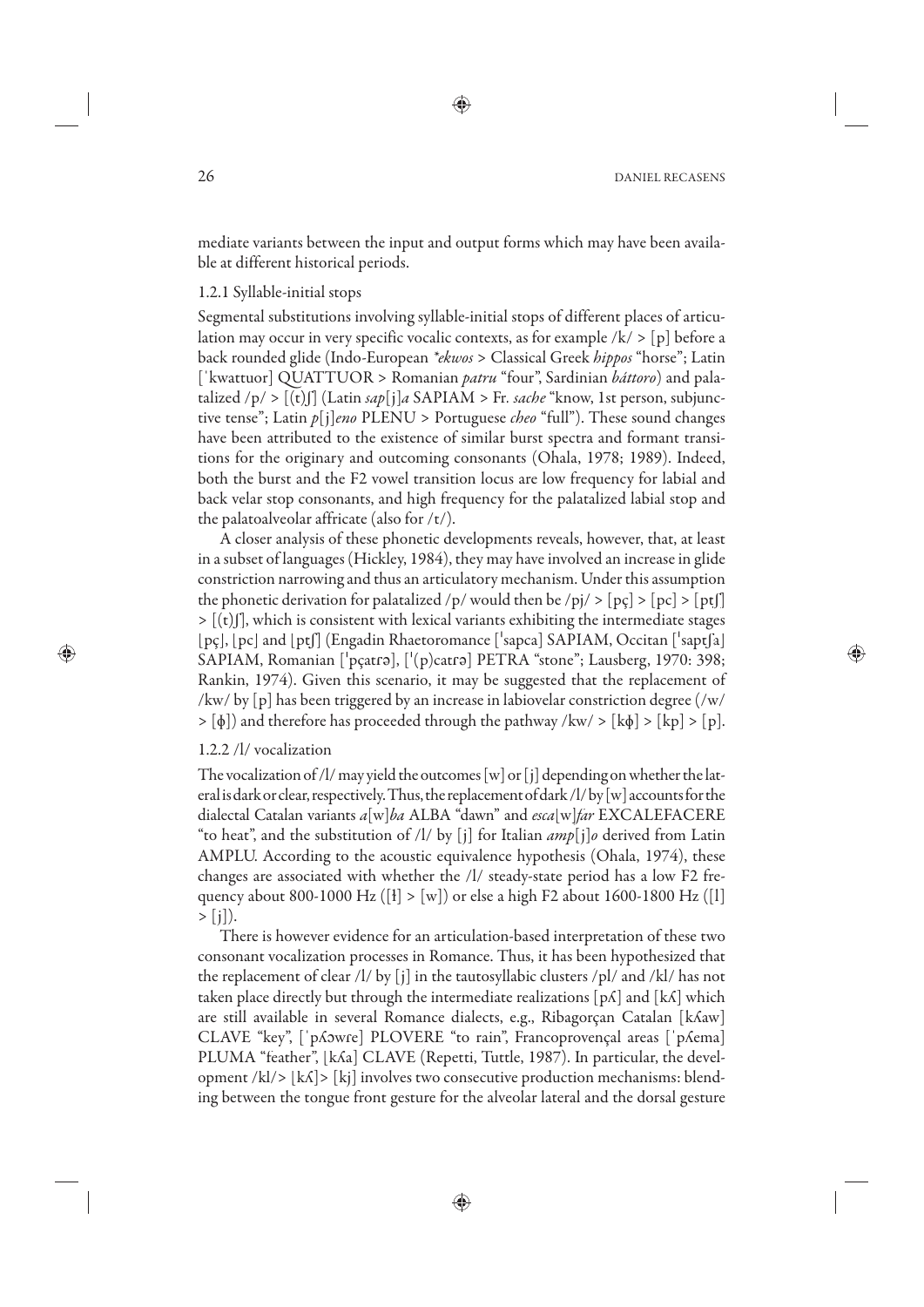mediate variants between the input and output forms which may have been available at different historical periods.

### 1.2.1 Syllable-initial stops

Segmental substitutions involving syllable-initial stops of different places of articulation may occur in very specific vocalic contexts, as for example /k/ > [p] before a back rounded glide (Indo-European *\*ekwos* > Classical Greek *hippos* "horse"; Latin [ˈkwattuor] QUATTUOR > Romanian *patru* "four", Sardinian *báttoro*) and palatalized /p/ > [(t)ʃ] (Latin *sap*[j]*a* SAPIAM > Fr. *sache* "know, 1st person, subjunctive tense"; Latin *p*[j]*eno* PLENU > Portuguese *cheo* "full"). These sound changes have been attributed to the existence of similar burst spectra and formant transitions for the originary and outcoming consonants (Ohala, 1978; 1989). Indeed, both the burst and the F2 vowel transition locus are low frequency for labial and back velar stop consonants, and high frequency for the palatalized labial stop and the palatoalveolar affricate (also for /t/).

A closer analysis of these phonetic developments reveals, however, that, at least in a subset of languages (Hickley, 1984), they may have involved an increase in glide constriction narrowing and thus an articulatory mechanism. Under this assumption the phonetic derivation for palatalized /p/ would then be /pj/ > [pç] > [pc] > [pʧ] > [(t)ʃ], which is consistent with lexical variants exhibiting the intermediate stages [pç], [pc] and [pʧ] (Engadin Rhaetoromance [ˈsapca] SAPIAM, Occitan [ˈsapʧa] SAPIAM, Romanian [ˈpçatrə], [ˈ(p)catrə] PETRA "stone"; Lausberg, 1970: 398; Rankin, 1974). Given this scenario, it may be suggested that the replacement of /kw/ by [p] has been triggered by an increase in labiovelar constriction degree (/w/ > [ɸ]) and therefore has proceeded through the pathway /kw/ > [kɸ] > [kp] > [p].

### 1.2.2 /l/ vocalization

The vocalization of /l/ may yield the outcomes [w] or [j] depending on whether the lateral is dark or clear, respectively. Thus, the replacement of dark /l/ by [w] accounts for the dialectal Catalan variants *a*[w]*ba* ALBA "dawn" and *esca*[w]*far* EXCALEFACERE "to heat", and the substitution of /l/ by [j] for Italian *amp*[j]*o* derived from Latin AMPLU. According to the acoustic equivalence hypothesis (Ohala, 1974), these changes are associated with whether the /l/ steady-state period has a low F2 frequency about 800-1000 Hz ([ɫ] > [w]) or else a high F2 about 1600-1800 Hz ([l] > [j]).

There is however evidence for an articulation-based interpretation of these two consonant vocalization processes in Romance. Thus, it has been hypothesized that the replacement of clear /l/ by [j] in the tautosyllabic clusters /pl/ and /kl/ has not taken place directly but through the intermediate realizations [pʎ] and [kʎ] which are still available in several Romance dialects, e.g., Ribagorçan Catalan [kʎaw] CLAVE "key", [ˈpʎɔwɾe] PLOVERE "to rain", Francoprovençal areas [ˈpʎema] PLUMA "feather", [kʎa] CLAVE (Repetti, Tuttle, 1987). In particular, the development /kl/> [kʎ]> [kj] involves two consecutive production mechanisms: blending between the tongue front gesture for the alveolar lateral and the dorsal gesture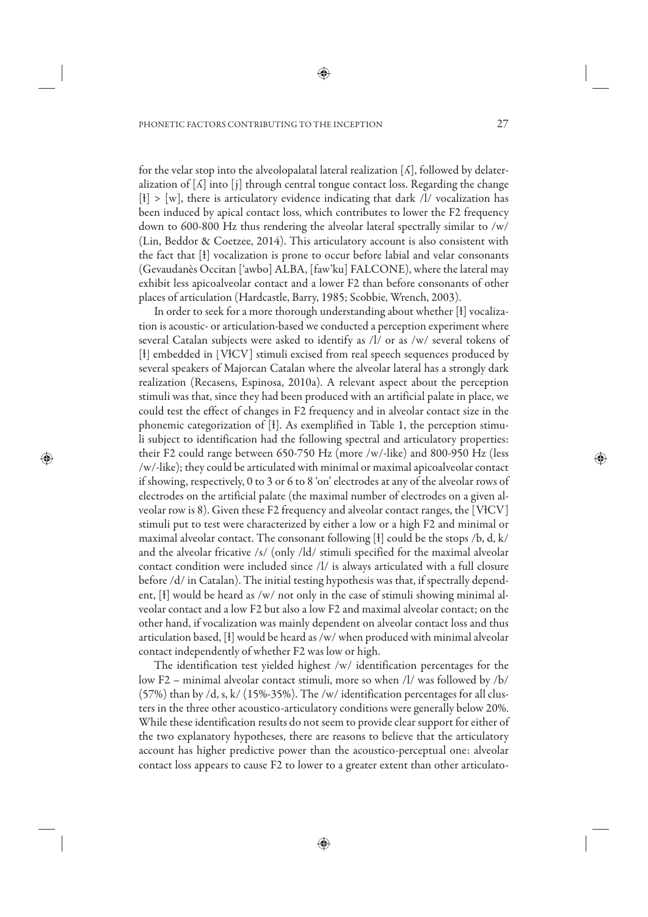for the velar stop into the alveolopalatal lateral realization [ʎ], followed by delateralization of [ʎ] into [j] through central tongue contact loss. Regarding the change [ɫ] > [w], there is articulatory evidence indicating that dark /l/ vocalization has been induced by apical contact loss, which contributes to lower the F2 frequency down to 600-800 Hz thus rendering the alveolar lateral spectrally similar to /w/ (Lin, Beddor & Coetzee, 2014). This articulatory account is also consistent with the fact that [ɫ] vocalization is prone to occur before labial and velar consonants (Gevaudanès Occitan [ˈawbo] ALBA, [fawˈku] FALCONE), where the lateral may exhibit less apicoalveolar contact and a lower F2 than before consonants of other places of articulation (Hardcastle, Barry, 1985; Scobbie, Wrench, 2003).

In order to seek for a more thorough understanding about whether [ɫ] vocalization is acoustic- or articulation-based we conducted a perception experiment where several Catalan subjects were asked to identify as /l/ or as /w/ several tokens of [ɫ] embedded in [VɫCV] stimuli excised from real speech sequences produced by several speakers of Majorcan Catalan where the alveolar lateral has a strongly dark realization (Recasens, Espinosa, 2010a). A relevant aspect about the perception stimuli was that, since they had been produced with an artificial palate in place, we could test the effect of changes in F2 frequency and in alveolar contact size in the phonemic categorization of [ɫ]. As exemplified in Table 1, the perception stimuli subject to identification had the following spectral and articulatory properties: their F2 could range between 650-750 Hz (more /w/-like) and 800-950 Hz (less /w/-like); they could be articulated with minimal or maximal apicoalveolar contact if showing, respectively, 0 to 3 or 6 to 8 'on' electrodes at any of the alveolar rows of electrodes on the artificial palate (the maximal number of electrodes on a given alveolar row is 8). Given these F2 frequency and alveolar contact ranges, the [VɫCV] stimuli put to test were characterized by either a low or a high F2 and minimal or maximal alveolar contact. The consonant following [ɫ] could be the stops /b, d, k/ and the alveolar fricative /s/ (only /ld/ stimuli specified for the maximal alveolar contact condition were included since /l/ is always articulated with a full closure before /d/ in Catalan). The initial testing hypothesis was that, if spectrally dependent, [ɫ] would be heard as /w/ not only in the case of stimuli showing minimal alveolar contact and a low F2 but also a low F2 and maximal alveolar contact; on the other hand, if vocalization was mainly dependent on alveolar contact loss and thus articulation based, [ɫ] would be heard as /w/ when produced with minimal alveolar contact independently of whether F2 was low or high.

The identification test yielded highest /w/ identification percentages for the low F2 – minimal alveolar contact stimuli, more so when /l/ was followed by /b/ (57%) than by /d, s, k/ (15%-35%). The /w/ identification percentages for all clusters in the three other acoustico-articulatory conditions were generally below 20%. While these identification results do not seem to provide clear support for either of the two explanatory hypotheses, there are reasons to believe that the articulatory account has higher predictive power than the acoustico-perceptual one: alveolar contact loss appears to cause F2 to lower to a greater extent than other articulato-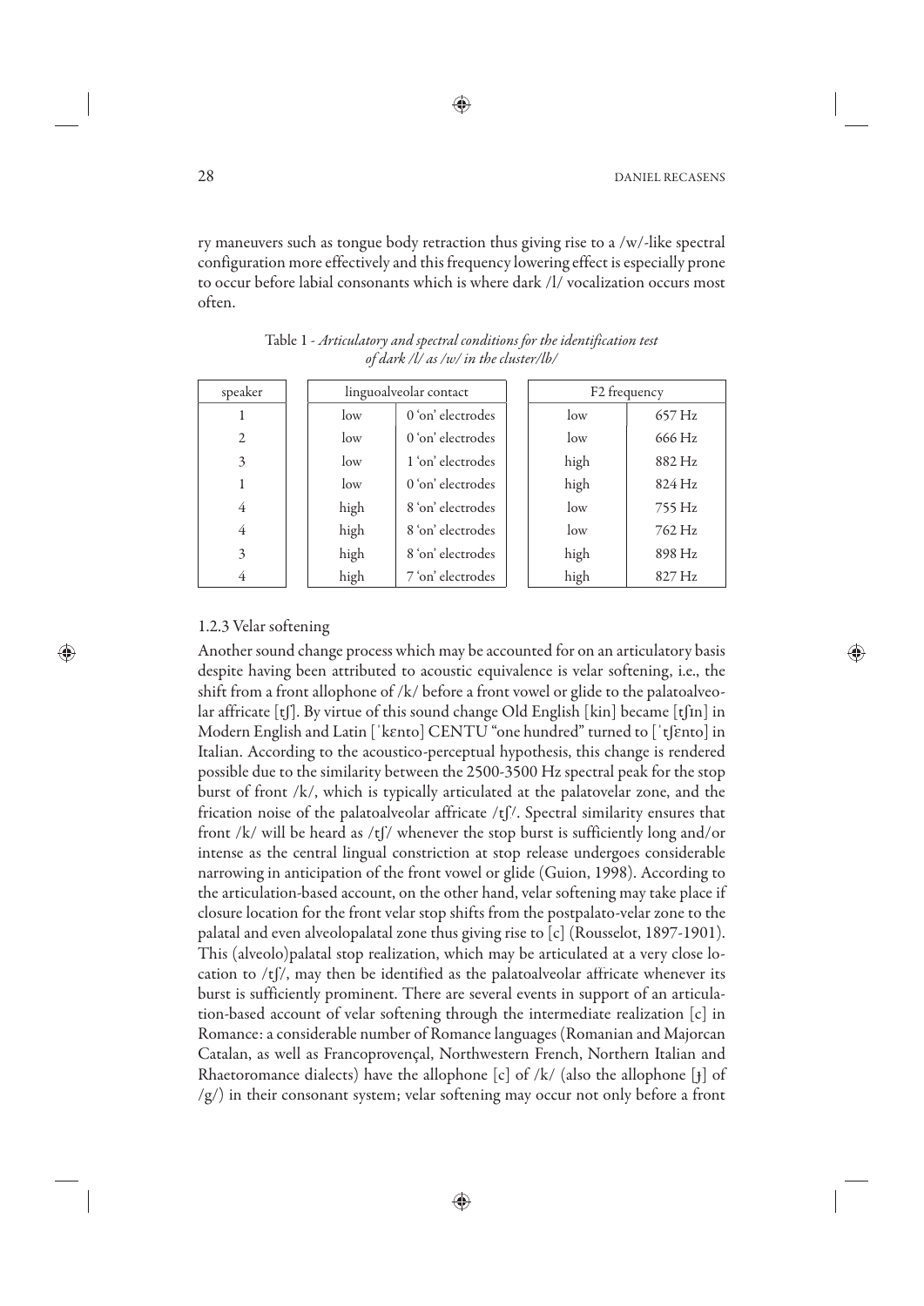ry maneuvers such as tongue body retraction thus giving rise to a /w/-like spectral configuration more effectively and this frequency lowering effect is especially prone to occur before labial consonants which is where dark /l/ vocalization occurs most often.

Table 1 - *Articulatory and spectral conditions for the identification test of dark /l/ as /w/ in the cluster/lb/*

| speaker | linguoalveolar contact | | F2 frequency | |
|---|---|---|---|---|
| 1 | low | 0 'on' electrodes | low | 657 Hz |
| 2 | low | 0 'on' electrodes | low | 666 Hz |
| 3 | low | 1 'on' electrodes | high | 882 Hz |
| 1 | low | 0 'on' electrodes | high | 824 Hz |
| 4 | high | 8 'on' electrodes | low | 755 Hz |
| 4 | high | 8 'on' electrodes | low | 762 Hz |
| 3 | high | 8 'on' electrodes | high | 898 Hz |
| 4 | high | 7 'on' electrodes | high | 827 Hz |

### 1.2.3 Velar softening

Another sound change process which may be accounted for on an articulatory basis despite having been attributed to acoustic equivalence is velar softening, i.e., the shift from a front allophone of /k/ before a front vowel or glide to the palatoalveolar affricate [tʃ]. By virtue of this sound change Old English [kin] became [tʃɪn] in Modern English and Latin [ˈkɛnto] CENTU "one hundred" turned to [ˈtʃɛnto] in Italian. According to the acoustico-perceptual hypothesis, this change is rendered possible due to the similarity between the 2500-3500 Hz spectral peak for the stop burst of front /k/, which is typically articulated at the palatovelar zone, and the frication noise of the palatoalveolar affricate /tʃ/. Spectral similarity ensures that front /k/ will be heard as /tʃ/ whenever the stop burst is sufficiently long and/or intense as the central lingual constriction at stop release undergoes considerable narrowing in anticipation of the front vowel or glide (Guion, 1998). According to the articulation-based account, on the other hand, velar softening may take place if closure location for the front velar stop shifts from the postpalato-velar zone to the palatal and even alveolopalatal zone thus giving rise to [c] (Rousselot, 1897-1901). This (alveolo)palatal stop realization, which may be articulated at a very close location to /tʃ/, may then be identified as the palatoalveolar affricate whenever its burst is sufficiently prominent. There are several events in support of an articulation-based account of velar softening through the intermediate realization [c] in Romance: a considerable number of Romance languages (Romanian and Majorcan Catalan, as well as Francoprovençal, Northwestern French, Northern Italian and Rhaetoromance dialects) have the allophone [c] of /k/ (also the allophone [ɟ] of /g/) in their consonant system; velar softening may occur not only before a front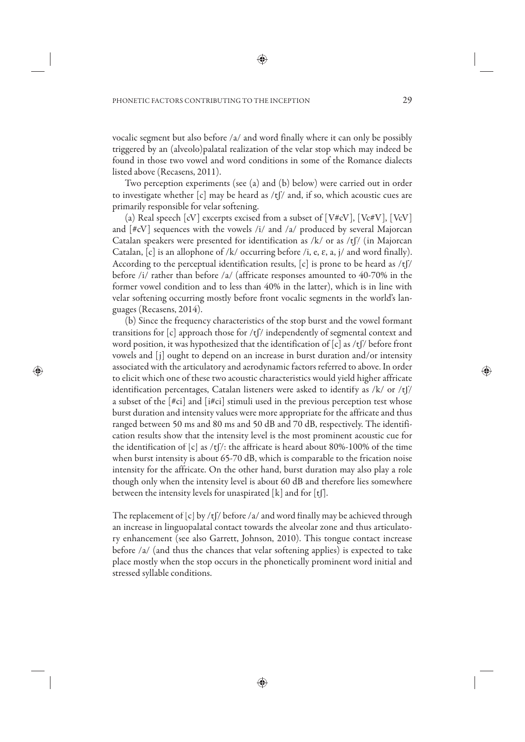vocalic segment but also before /a/ and word finally where it can only be possibly triggered by an (alveolo)palatal realization of the velar stop which may indeed be found in those two vowel and word conditions in some of the Romance dialects listed above (Recasens, 2011).

Two perception experiments (see (a) and (b) below) were carried out in order to investigate whether [c] may be heard as /tʃ/ and, if so, which acoustic cues are primarily responsible for velar softening.

(a) Real speech [cV] excerpts excised from a subset of [V#cV], [Vc#V], [VcV] and [#cV] sequences with the vowels /i/ and /a/ produced by several Majorcan Catalan speakers were presented for identification as /k/ or as /tʃ/ (in Majorcan Catalan, [c] is an allophone of /k/ occurring before /i, e, ɛ, a, j/ and word finally). According to the perceptual identification results, [c] is prone to be heard as /tʃ/ before /i/ rather than before /a/ (affricate responses amounted to 40-70% in the former vowel condition and to less than 40% in the latter), which is in line with velar softening occurring mostly before front vocalic segments in the world's languages (Recasens, 2014).

(b) Since the frequency characteristics of the stop burst and the vowel formant transitions for [c] approach those for /tʃ/ independently of segmental context and word position, it was hypothesized that the identification of [c] as /tʃ/ before front vowels and [j] ought to depend on an increase in burst duration and/or intensity associated with the articulatory and aerodynamic factors referred to above. In order to elicit which one of these two acoustic characteristics would yield higher affricate identification percentages, Catalan listeners were asked to identify as /k/ or /tʃ/ a subset of the [#ci] and [i#ci] stimuli used in the previous perception test whose burst duration and intensity values were more appropriate for the affricate and thus ranged between 50 ms and 80 ms and 50 dB and 70 dB, respectively. The identification results show that the intensity level is the most prominent acoustic cue for the identification of [c] as /tʃ/: the affricate is heard about 80%-100% of the time when burst intensity is about 65-70 dB, which is comparable to the frication noise intensity for the affricate. On the other hand, burst duration may also play a role though only when the intensity level is about 60 dB and therefore lies somewhere between the intensity levels for unaspirated [k] and for [tʃ].

The replacement of [c] by /tʃ/ before /a/ and word finally may be achieved through an increase in linguopalatal contact towards the alveolar zone and thus articulatory enhancement (see also Garrett, Johnson, 2010). This tongue contact increase before /a/ (and thus the chances that velar softening applies) is expected to take place mostly when the stop occurs in the phonetically prominent word initial and stressed syllable conditions.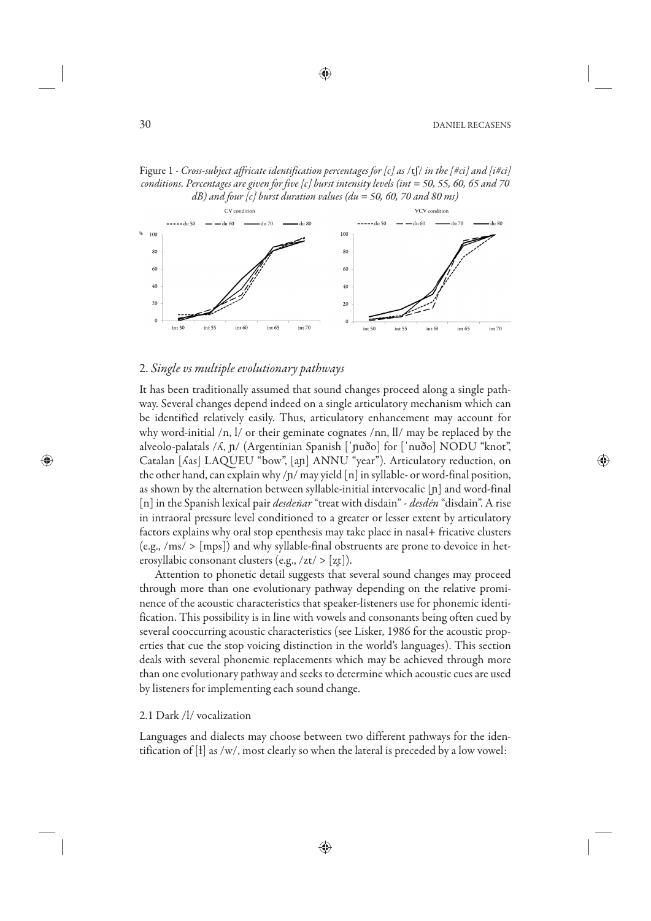Figure 1 - *Cross-subject affricate identification percentages for [c] as /tʃ/ in the [#ci] and [i#ci] conditions. Percentages are given for five [c] burst intensity levels (int = 50, 55, 60, 65 and 70 dB) and four [c] burst duration values (du = 50, 60, 70 and 80 ms)*

## 2. *Single vs multiple evolutionary pathways*

It has been traditionally assumed that sound changes proceed along a single pathway. Several changes depend indeed on a single articulatory mechanism which can be identified relatively easily. Thus, articulatory enhancement may account for why word-initial /n, l/ or their geminate cognates /nn, ll/ may be replaced by the alveolo-palatals /ʎ, ɲ/ (Argentinian Spanish [ˈɲuðo] for [ˈnuðo] NODU "knot", Catalan [ʎas] LAQUEU "bow", [aɲ] ANNU "year"). Articulatory reduction, on the other hand, can explain why /ɲ/ may yield [n] in syllable- or word-final position, as shown by the alternation between syllable-initial intervocalic [ɲ] and word-final [n] in the Spanish lexical pair *desdeñar* "treat with disdain" - *desdén* "disdain". A rise in intraoral pressure level conditioned to a greater or lesser extent by articulatory factors explains why oral stop epenthesis may take place in nasal+ fricative clusters (e.g., /ms/ > [mps]) and why syllable-final obstruents are prone to devoice in heterosyllabic consonant clusters (e.g., /zt/ > [z̥t]).

Attention to phonetic detail suggests that several sound changes may proceed through more than one evolutionary pathway depending on the relative prominence of the acoustic characteristics that speaker-listeners use for phonemic identification. This possibility is in line with vowels and consonants being often cued by several cooccurring acoustic characteristics (see Lisker, 1986 for the acoustic properties that cue the stop voicing distinction in the world's languages). This section deals with several phonemic replacements which may be achieved through more than one evolutionary pathway and seeks to determine which acoustic cues are used by listeners for implementing each sound change.

### 2.1 Dark /l/ vocalization

Languages and dialects may choose between two different pathways for the identification of [ɫ] as /w/, most clearly so when the lateral is preceded by a low vowel: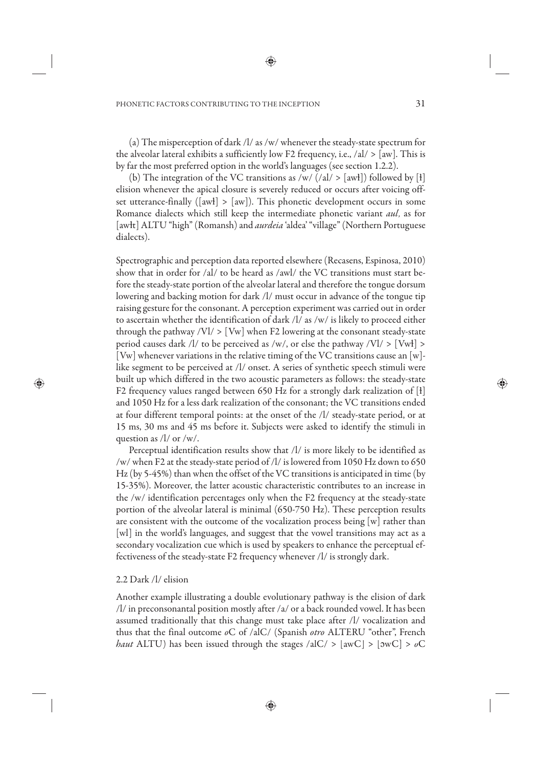(a) The misperception of dark /l/ as /w/ whenever the steady-state spectrum for the alveolar lateral exhibits a sufficiently low F2 frequency, i.e., /al/ > [aw]. This is by far the most preferred option in the world's languages (see section 1.2.2).

(b) The integration of the VC transitions as /w/ (/al/ > [awɫ]) followed by [ɫ] elision whenever the apical closure is severely reduced or occurs after voicing offset utterance-finally ([awɫ] > [aw]). This phonetic development occurs in some Romance dialects which still keep the intermediate phonetic variant *aul,* as for [awɫt] ALTU "high" (Romansh) and *aurdeia* 'aldea' "village" (Northern Portuguese dialects).

Spectrographic and perception data reported elsewhere (Recasens, Espinosa, 2010) show that in order for /al/ to be heard as /awl/ the VC transitions must start before the steady-state portion of the alveolar lateral and therefore the tongue dorsum lowering and backing motion for dark /l/ must occur in advance of the tongue tip raising gesture for the consonant. A perception experiment was carried out in order to ascertain whether the identification of dark /l/ as /w/ is likely to proceed either through the pathway /Vl/ > [Vw] when F2 lowering at the consonant steady-state period causes dark /l/ to be perceived as /w/, or else the pathway /Vl/ > [Vwɫ] > [Vw] whenever variations in the relative timing of the VC transitions cause an [w]-like segment to be perceived at /l/ onset. A series of synthetic speech stimuli were built up which differed in the two acoustic parameters as follows: the steady-state F2 frequency values ranged between 650 Hz for a strongly dark realization of [ɫ] and 1050 Hz for a less dark realization of the consonant; the VC transitions ended at four different temporal points: at the onset of the /l/ steady-state period, or at 15 ms, 30 ms and 45 ms before it. Subjects were asked to identify the stimuli in question as /l/ or /w/.

Perceptual identification results show that /l/ is more likely to be identified as /w/ when F2 at the steady-state period of /l/ is lowered from 1050 Hz down to 650 Hz (by 5-45%) than when the offset of the VC transitions is anticipated in time (by 15-35%). Moreover, the latter acoustic characteristic contributes to an increase in the /w/ identification percentages only when the F2 frequency at the steady-state portion of the alveolar lateral is minimal (650-750 Hz). These perception results are consistent with the outcome of the vocalization process being [w] rather than [wl] in the world's languages, and suggest that the vowel transitions may act as a secondary vocalization cue which is used by speakers to enhance the perceptual effectiveness of the steady-state F2 frequency whenever /l/ is strongly dark.

## 2.2 Dark /l/ elision

Another example illustrating a double evolutionary pathway is the elision of dark /l/ in preconsonantal position mostly after /a/ or a back rounded vowel. It has been assumed traditionally that this change must take place after /l/ vocalization and thus that the final outcome *o*C of /alC/ (Spanish *otro* ALTERU "other", French *haut* ALTU) has been issued through the stages /alC/ > [awC] > [ɔwC] > *o*C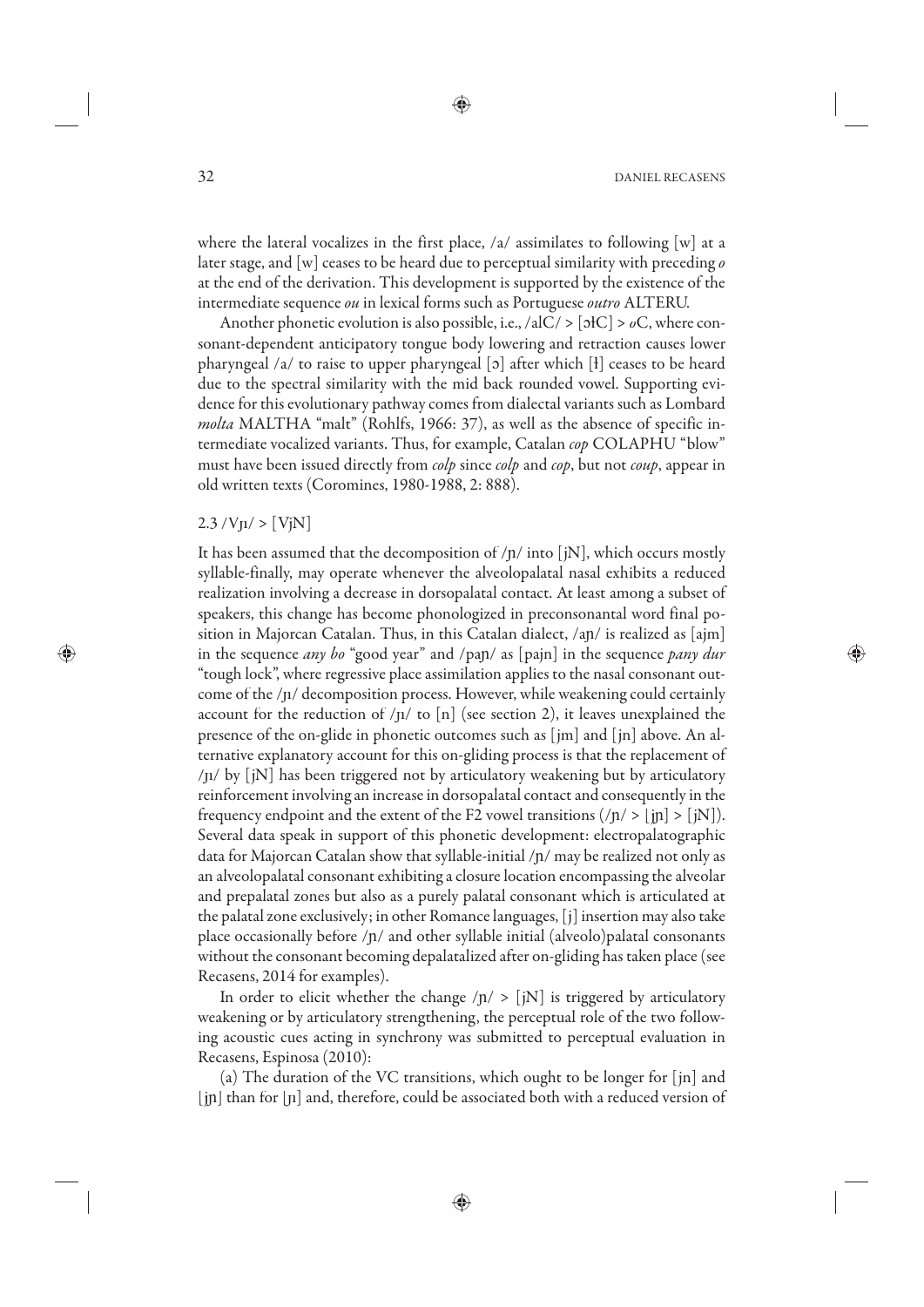where the lateral vocalizes in the first place, /a/ assimilates to following [w] at a later stage, and [w] ceases to be heard due to perceptual similarity with preceding *o* at the end of the derivation. This development is supported by the existence of the intermediate sequence *ou* in lexical forms such as Portuguese *outro* ALTERU.

Another phonetic evolution is also possible, i.e., /alC/ > [ɔɫC] > *o*C, where consonant-dependent anticipatory tongue body lowering and retraction causes lower pharyngeal /a/ to raise to upper pharyngeal [ɔ] after which [ɫ] ceases to be heard due to the spectral similarity with the mid back rounded vowel. Supporting evidence for this evolutionary pathway comes from dialectal variants such as Lombard *molta* MALTHA "malt" (Rohlfs, 1966: 37), as well as the absence of specific intermediate vocalized variants. Thus, for example, Catalan *cop* COLAPHU "blow" must have been issued directly from *colp* since *colp* and *cop*, but not *coup*, appear in old written texts (Coromines, 1980-1988, 2: 888).

### 2.3 /Vɲ/ > [VjN]

It has been assumed that the decomposition of /ɲ/ into [jN], which occurs mostly syllable-finally, may operate whenever the alveolopalatal nasal exhibits a reduced realization involving a decrease in dorsopalatal contact. At least among a subset of speakers, this change has become phonologized in preconsonantal word final position in Majorcan Catalan. Thus, in this Catalan dialect, /aɲ/ is realized as [ajm] in the sequence *any bo* "good year" and /paɲ/ as [pajn] in the sequence *pany dur* "tough lock", where regressive place assimilation applies to the nasal consonant outcome of the /ɲ/ decomposition process. However, while weakening could certainly account for the reduction of /ɲ/ to [n] (see section 2), it leaves unexplained the presence of the on-glide in phonetic outcomes such as [jm] and [jn] above. An alternative explanatory account for this on-gliding process is that the replacement of /ɲ/ by [jN] has been triggered not by articulatory weakening but by articulatory reinforcement involving an increase in dorsopalatal contact and consequently in the frequency endpoint and the extent of the F2 vowel transitions (/ɲ/ > [jɲ] > [jN]). Several data speak in support of this phonetic development: electropalatographic data for Majorcan Catalan show that syllable-initial /ɲ/ may be realized not only as an alveolopalatal consonant exhibiting a closure location encompassing the alveolar and prepalatal zones but also as a purely palatal consonant which is articulated at the palatal zone exclusively; in other Romance languages, [j] insertion may also take place occasionally before /ɲ/ and other syllable initial (alveolo)palatal consonants without the consonant becoming depalatalized after on-gliding has taken place (see Recasens, 2014 for examples).

In order to elicit whether the change /ɲ/ > [jN] is triggered by articulatory weakening or by articulatory strengthening, the perceptual role of the two following acoustic cues acting in synchrony was submitted to perceptual evaluation in Recasens, Espinosa (2010):

(a) The duration of the VC transitions, which ought to be longer for [jn] and [jɲ] than for [ɲ] and, therefore, could be associated both with a reduced version of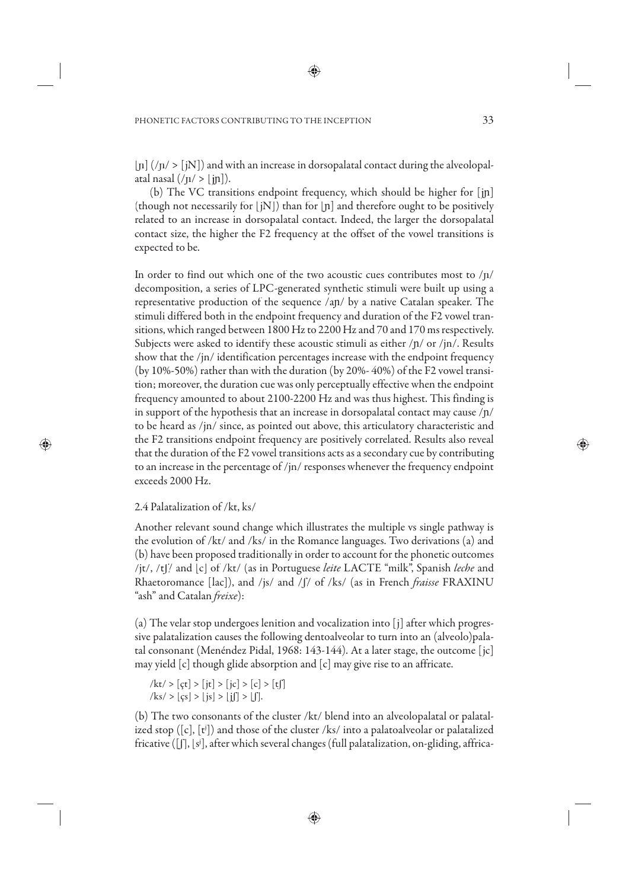[ɲ] (/ɲ/ > [jN]) and with an increase in dorsopalatal contact during the alveolopalatal nasal (/ɲ/ > [jɲ]).

(b) The VC transitions endpoint frequency, which should be higher for [jɲ] (though not necessarily for [jN]) than for [ɲ] and therefore ought to be positively related to an increase in dorsopalatal contact. Indeed, the larger the dorsopalatal contact size, the higher the F2 frequency at the offset of the vowel transitions is expected to be.

In order to find out which one of the two acoustic cues contributes most to /ɲ/ decomposition, a series of LPC-generated synthetic stimuli were built up using a representative production of the sequence /aɲ/ by a native Catalan speaker. The stimuli differed both in the endpoint frequency and duration of the F2 vowel transitions, which ranged between 1800 Hz to 2200 Hz and 70 and 170 ms respectively. Subjects were asked to identify these acoustic stimuli as either /ɲ/ or /jn/. Results show that the /jn/ identification percentages increase with the endpoint frequency (by 10%-50%) rather than with the duration (by 20%- 40%) of the F2 vowel transition; moreover, the duration cue was only perceptually effective when the endpoint frequency amounted to about 2100-2200 Hz and was thus highest. This finding is in support of the hypothesis that an increase in dorsopalatal contact may cause /ɲ/ to be heard as /jn/ since, as pointed out above, this articulatory characteristic and the F2 transitions endpoint frequency are positively correlated. Results also reveal that the duration of the F2 vowel transitions acts as a secondary cue by contributing to an increase in the percentage of /jn/ responses whenever the frequency endpoint exceeds 2000 Hz.

### 2.4 Palatalization of /kt, ks/

Another relevant sound change which illustrates the multiple vs single pathway is the evolution of /kt/ and /ks/ in the Romance languages. Two derivations (a) and (b) have been proposed traditionally in order to account for the phonetic outcomes /jt/, /tʃ/ and [c] of /kt/ (as in Portuguese *leite* LACTE "milk", Spanish *leche* and Rhaetoromance [lac]), and /js/ and /ʃ/ of /ks/ (as in French *fraisse* FRAXINU "ash" and Catalan *freixe*):

(a) The velar stop undergoes lenition and vocalization into [j] after which progressive palatalization causes the following dentoalveolar to turn into an (alveolo)palatal consonant (Menéndez Pidal, 1968: 143-144). At a later stage, the outcome [jc] may yield [c] though glide absorption and [c] may give rise to an affricate.

/kt/ > [çt] > [jt] > [jc] > [c] > [tʃ]
/ks/ > [çs] > [js] > [jʃ] > [ʃ].

(b) The two consonants of the cluster /kt/ blend into an alveolopalatal or palatalized stop ([c], [tʲ]) and those of the cluster /ks/ into a palatoalveolar or palatalized fricative ([ʃ], [sʲ], after which several changes (full palatalization, on-gliding, affrica-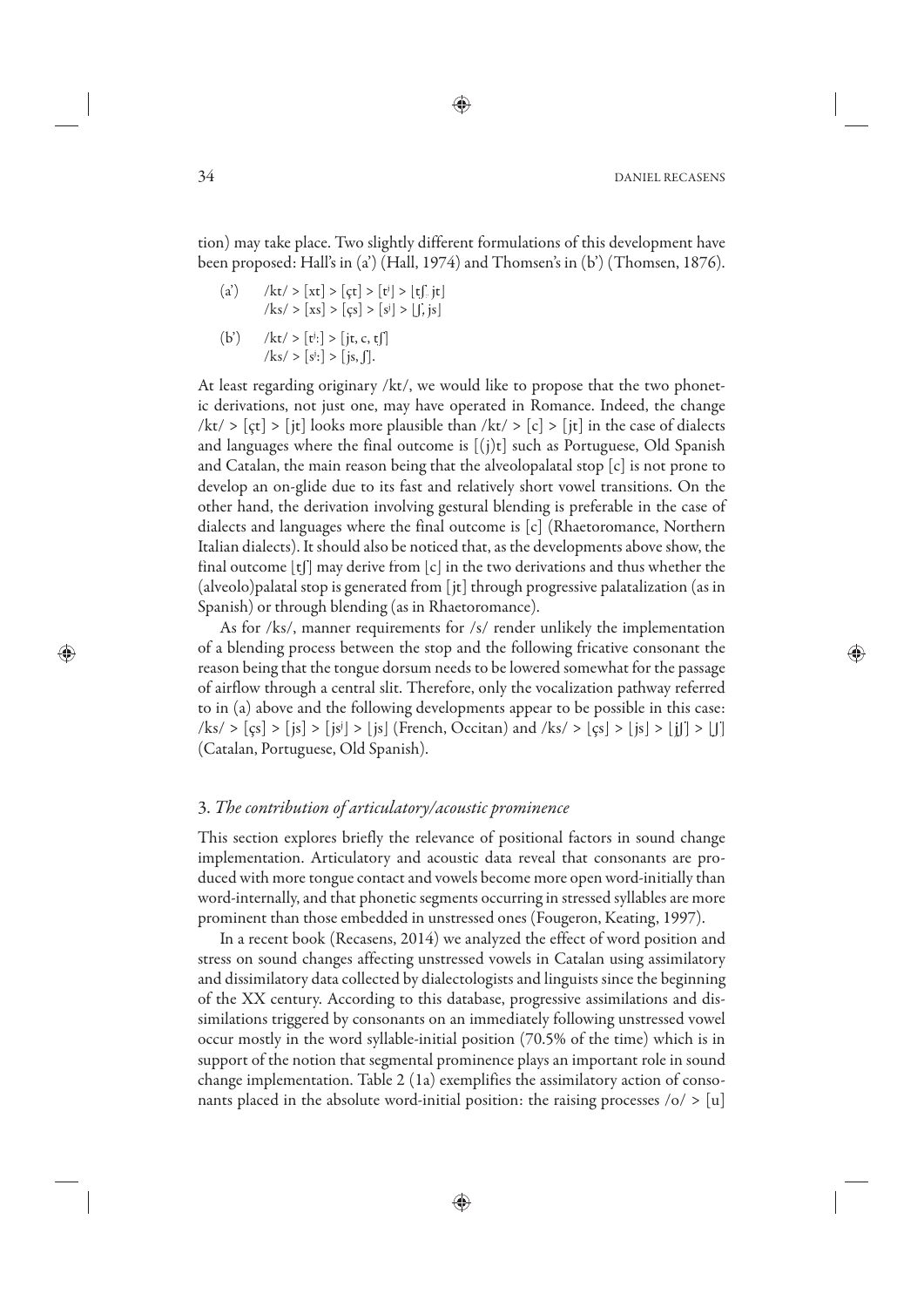tion) may take place. Two slightly different formulations of this development have been proposed: Hall's in (a') (Hall, 1974) and Thomsen's in (b') (Thomsen, 1876).

(a') /kt/ > [xt] > [çt] > [tʲ] > [tʃ, jt]
/ks/ > [xs] > [çs] > [sʲ] > [ʃ, js]

(b') /kt/ > [tʲː] > [jt, c, tʃ]
/ks/ > [sʲː] > [js, ʃ].

At least regarding originary /kt/, we would like to propose that the two phonetic derivations, not just one, may have operated in Romance. Indeed, the change /kt/ > [çt] > [jt] looks more plausible than /kt/ > [c] > [jt] in the case of dialects and languages where the final outcome is [(j)t] such as Portuguese, Old Spanish and Catalan, the main reason being that the alveolopalatal stop [c] is not prone to develop an on-glide due to its fast and relatively short vowel transitions. On the other hand, the derivation involving gestural blending is preferable in the case of dialects and languages where the final outcome is [c] (Rhaetoromance, Northern Italian dialects). It should also be noticed that, as the developments above show, the final outcome [tʃ] may derive from [c] in the two derivations and thus whether the (alveolo)palatal stop is generated from [jt] through progressive palatalization (as in Spanish) or through blending (as in Rhaetoromance).

As for /ks/, manner requirements for /s/ render unlikely the implementation of a blending process between the stop and the following fricative consonant the reason being that the tongue dorsum needs to be lowered somewhat for the passage of airflow through a central slit. Therefore, only the vocalization pathway referred to in (a) above and the following developments appear to be possible in this case: /ks/ > [çs] > [js] > [jsʲ] > [js] (French, Occitan) and /ks/ > [çs] > [js] > [jʃ] > [ʃ] (Catalan, Portuguese, Old Spanish).

## 3. *The contribution of articulatory/acoustic prominence*

This section explores briefly the relevance of positional factors in sound change implementation. Articulatory and acoustic data reveal that consonants are produced with more tongue contact and vowels become more open word-initially than word-internally, and that phonetic segments occurring in stressed syllables are more prominent than those embedded in unstressed ones (Fougeron, Keating, 1997).

In a recent book (Recasens, 2014) we analyzed the effect of word position and stress on sound changes affecting unstressed vowels in Catalan using assimilatory and dissimilatory data collected by dialectologists and linguists since the beginning of the XX century. According to this database, progressive assimilations and dissimilations triggered by consonants on an immediately following unstressed vowel occur mostly in the word syllable-initial position (70.5% of the time) which is in support of the notion that segmental prominence plays an important role in sound change implementation. Table 2 (1a) exemplifies the assimilatory action of consonants placed in the absolute word-initial position: the raising processes /o/ > [u]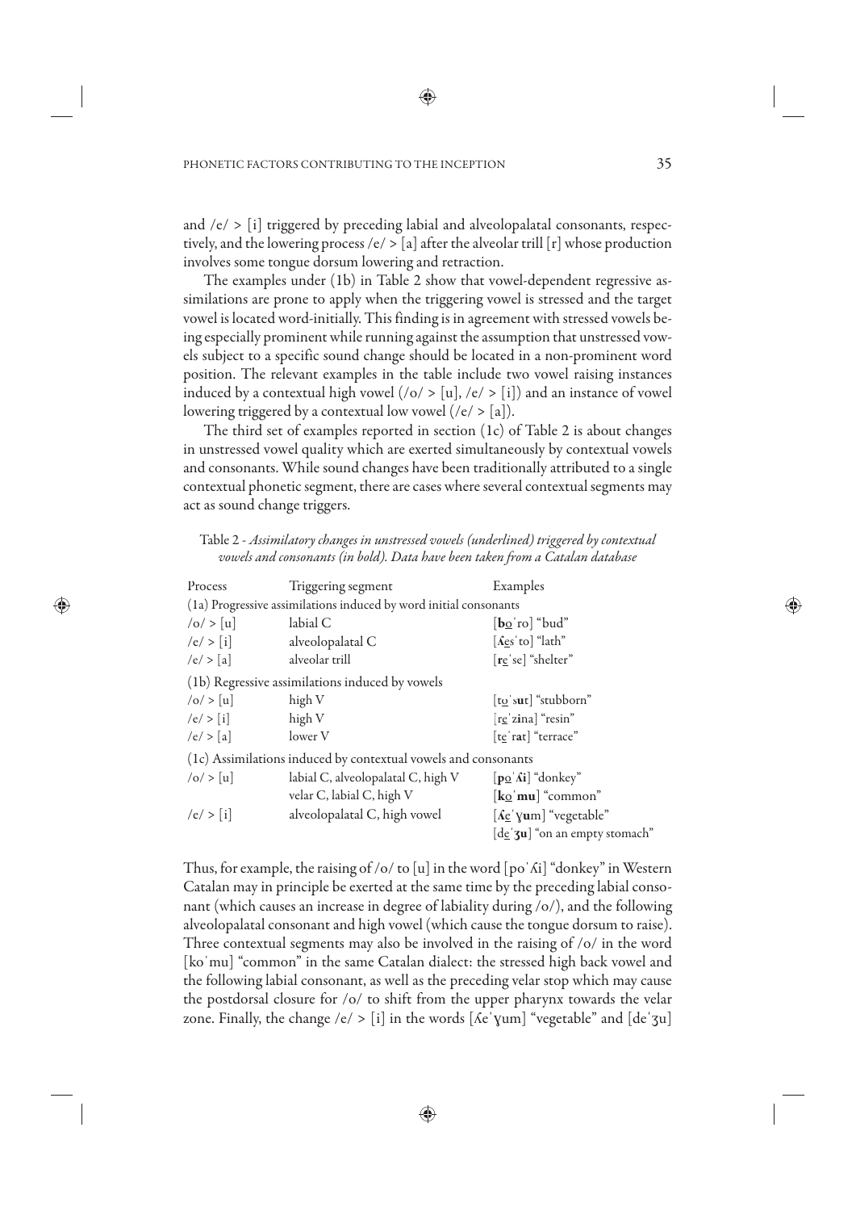and /e/ > [i] triggered by preceding labial and alveolopalatal consonants, respectively, and the lowering process /e/ > [a] after the alveolar trill [r] whose production involves some tongue dorsum lowering and retraction.

The examples under (1b) in Table 2 show that vowel-dependent regressive assimilations are prone to apply when the triggering vowel is stressed and the target vowel is located word-initially. This finding is in agreement with stressed vowels being especially prominent while running against the assumption that unstressed vowels subject to a specific sound change should be located in a non-prominent word position. The relevant examples in the table include two vowel raising instances induced by a contextual high vowel (/o/ > [u], /e/ > [i]) and an instance of vowel lowering triggered by a contextual low vowel (/e/ > [a]).

The third set of examples reported in section (1c) of Table 2 is about changes in unstressed vowel quality which are exerted simultaneously by contextual vowels and consonants. While sound changes have been traditionally attributed to a single contextual phonetic segment, there are cases where several contextual segments may act as sound change triggers.

Table 2 - *Assimilatory changes in unstressed vowels (underlined) triggered by contextual vowels and consonants (in bold). Data have been taken from a Catalan database*

| Process | Triggering segment | Examples |
|---|---|---|
| (1a) Progressive assimilations induced by word initial consonants | | |
| /o/ > [u] | labial C | [**b**o̲ˈro] "bud" |
| /e/ > [i] | alveolopalatal C | [**ʎ**e̲sˈto] "lath" |
| /e/ > [a] | alveolar trill | [**r**e̲ˈse] "shelter" |
| (1b) Regressive assimilations induced by vowels | | |
| /o/ > [u] | high V | [to̲ˈs**u**t] "stubborn" |
| /e/ > [i] | high V | [re̲ˈz**i**na] "resin" |
| /e/ > [a] | lower V | [te̲ˈr**a**t] "terrace" |
| (1c) Assimilations induced by contextual vowels and consonants | | |
| /o/ > [u] | labial C, alveolopalatal C, high V | [**p**o̲ˈ**ʎi**] "donkey" |
| | velar C, labial C, high V | [**k**o̲ˈ**mu**] "common" |
| /e/ > [i] | alveolopalatal C, high vowel | [**ʎ**e̲ˈɣ**u**m] "vegetable" |
| | | [de̲ˈ**ʒu**] "on an empty stomach" |

Thus, for example, the raising of /o/ to [u] in the word [poˈʎi] "donkey" in Western Catalan may in principle be exerted at the same time by the preceding labial consonant (which causes an increase in degree of labiality during /o/), and the following alveolopalatal consonant and high vowel (which cause the tongue dorsum to raise). Three contextual segments may also be involved in the raising of /o/ in the word [koˈmu] "common" in the same Catalan dialect: the stressed high back vowel and the following labial consonant, as well as the preceding velar stop which may cause the postdorsal closure for /o/ to shift from the upper pharynx towards the velar zone. Finally, the change /e/ > [i] in the words [ʎeˈɣum] "vegetable" and [deˈʒu]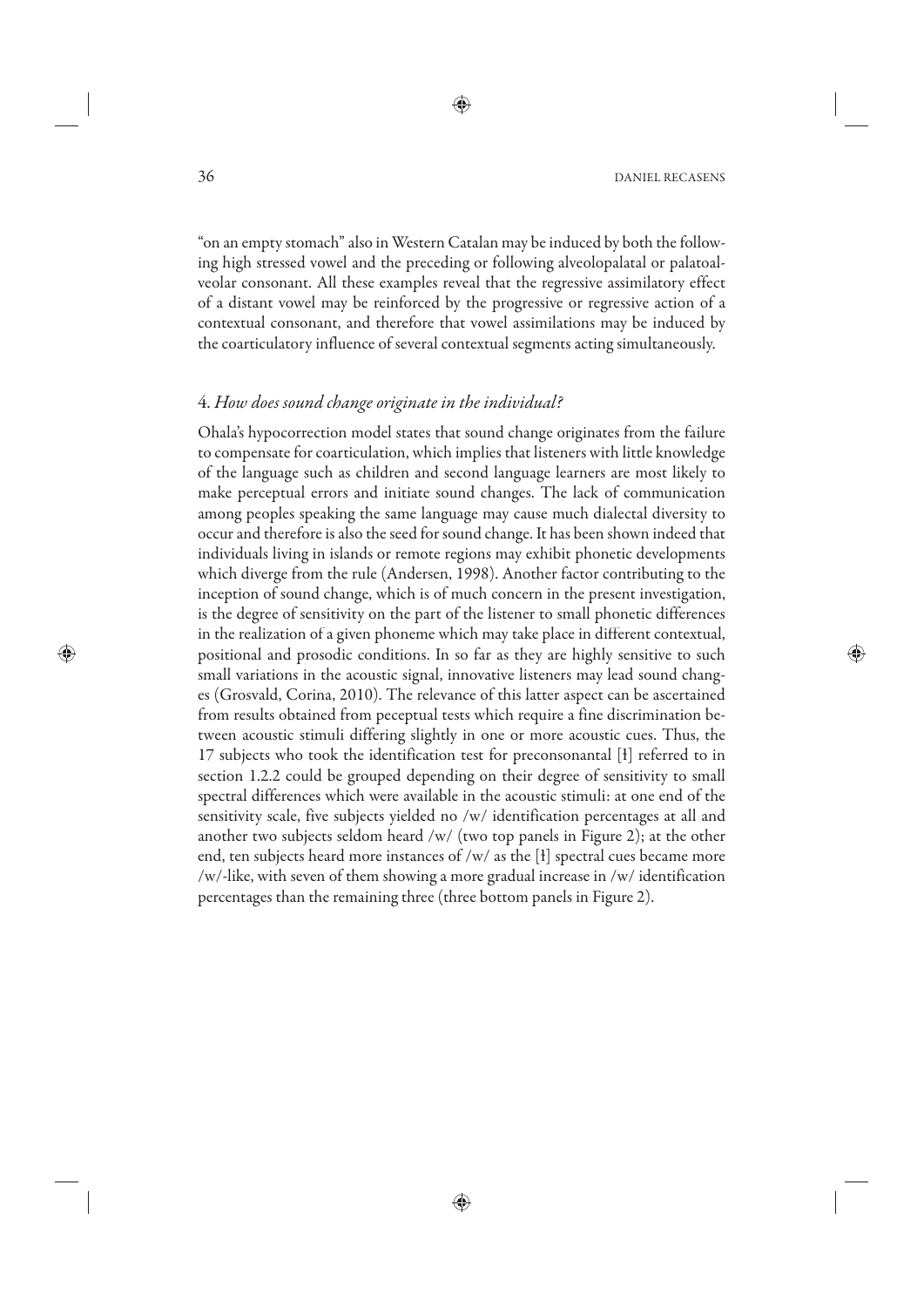"on an empty stomach" also in Western Catalan may be induced by both the following high stressed vowel and the preceding or following alveolopalatal or palatoalveolar consonant. All these examples reveal that the regressive assimilatory effect of a distant vowel may be reinforced by the progressive or regressive action of a contextual consonant, and therefore that vowel assimilations may be induced by the coarticulatory influence of several contextual segments acting simultaneously.

## 4. *How does sound change originate in the individual?*

Ohala's hypocorrection model states that sound change originates from the failure to compensate for coarticulation, which implies that listeners with little knowledge of the language such as children and second language learners are most likely to make perceptual errors and initiate sound changes. The lack of communication among peoples speaking the same language may cause much dialectal diversity to occur and therefore is also the seed for sound change. It has been shown indeed that individuals living in islands or remote regions may exhibit phonetic developments which diverge from the rule (Andersen, 1998). Another factor contributing to the inception of sound change, which is of much concern in the present investigation, is the degree of sensitivity on the part of the listener to small phonetic differences in the realization of a given phoneme which may take place in different contextual, positional and prosodic conditions. In so far as they are highly sensitive to such small variations in the acoustic signal, innovative listeners may lead sound changes (Grosvald, Corina, 2010). The relevance of this latter aspect can be ascertained from results obtained from peceptual tests which require a fine discrimination between acoustic stimuli differing slightly in one or more acoustic cues. Thus, the 17 subjects who took the identification test for preconsonantal [ɫ] referred to in section 1.2.2 could be grouped depending on their degree of sensitivity to small spectral differences which were available in the acoustic stimuli: at one end of the sensitivity scale, five subjects yielded no /w/ identification percentages at all and another two subjects seldom heard /w/ (two top panels in Figure 2); at the other end, ten subjects heard more instances of /w/ as the [ɫ] spectral cues became more /w/-like, with seven of them showing a more gradual increase in /w/ identification percentages than the remaining three (three bottom panels in Figure 2).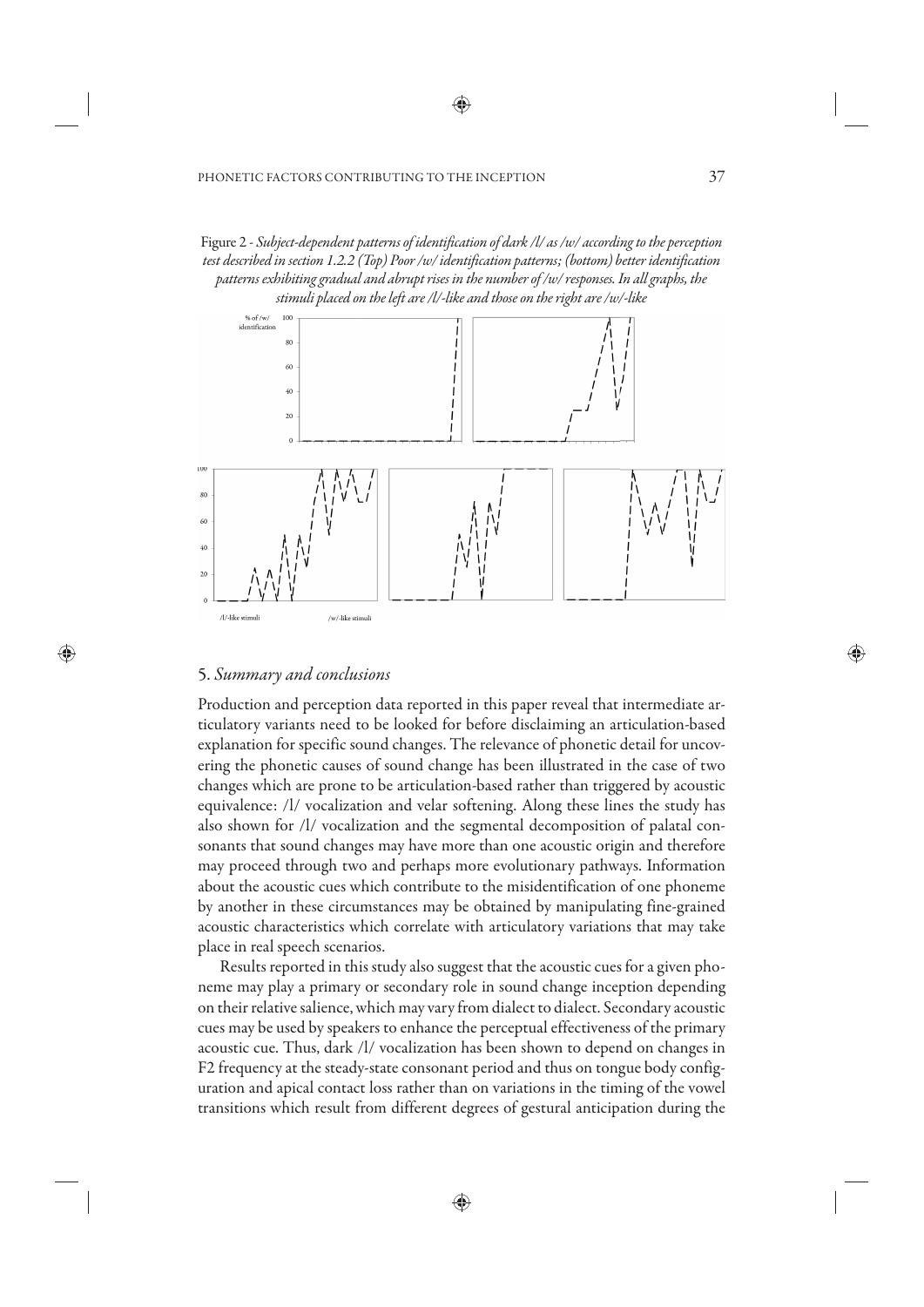Figure 2 - *Subject-dependent patterns of identification of dark /l/ as /w/ according to the perception test described in section 1.2.2 (Top) Poor /w/ identification patterns; (bottom) better identification patterns exhibiting gradual and abrupt rises in the number of /w/ responses. In all graphs, the stimuli placed on the left are /l/-like and those on the right are /w/-like*

## 5. *Summary and conclusions*

Production and perception data reported in this paper reveal that intermediate articulatory variants need to be looked for before disclaiming an articulation-based explanation for specific sound changes. The relevance of phonetic detail for uncovering the phonetic causes of sound change has been illustrated in the case of two changes which are prone to be articulation-based rather than triggered by acoustic equivalence: /l/ vocalization and velar softening. Along these lines the study has also shown for /l/ vocalization and the segmental decomposition of palatal consonants that sound changes may have more than one acoustic origin and therefore may proceed through two and perhaps more evolutionary pathways. Information about the acoustic cues which contribute to the misidentification of one phoneme by another in these circumstances may be obtained by manipulating fine-grained acoustic characteristics which correlate with articulatory variations that may take place in real speech scenarios.

Results reported in this study also suggest that the acoustic cues for a given phoneme may play a primary or secondary role in sound change inception depending on their relative salience, which may vary from dialect to dialect. Secondary acoustic cues may be used by speakers to enhance the perceptual effectiveness of the primary acoustic cue. Thus, dark /l/ vocalization has been shown to depend on changes in F2 frequency at the steady-state consonant period and thus on tongue body configuration and apical contact loss rather than on variations in the timing of the vowel transitions which result from different degrees of gestural anticipation during the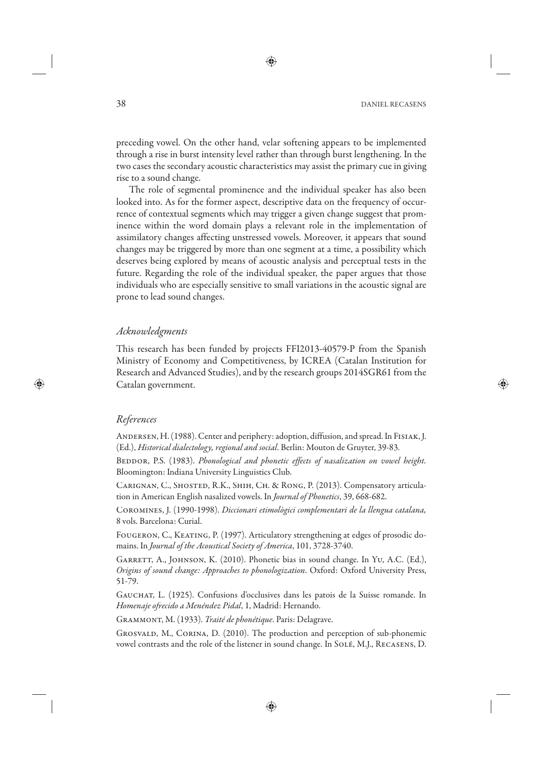preceding vowel. On the other hand, velar softening appears to be implemented through a rise in burst intensity level rather than through burst lengthening. In the two cases the secondary acoustic characteristics may assist the primary cue in giving rise to a sound change.

The role of segmental prominence and the individual speaker has also been looked into. As for the former aspect, descriptive data on the frequency of occurrence of contextual segments which may trigger a given change suggest that prominence within the word domain plays a relevant role in the implementation of assimilatory changes affecting unstressed vowels. Moreover, it appears that sound changes may be triggered by more than one segment at a time, a possibility which deserves being explored by means of acoustic analysis and perceptual tests in the future. Regarding the role of the individual speaker, the paper argues that those individuals who are especially sensitive to small variations in the acoustic signal are prone to lead sound changes.

## *Acknowledgments*

This research has been funded by projects FFI2013-40579-P from the Spanish Ministry of Economy and Competitiveness, by ICREA (Catalan Institution for Research and Advanced Studies), and by the research groups 2014SGR61 from the Catalan government.

## *References*

Andersen, H. (1988). Center and periphery: adoption, diffusion, and spread. In Fisiak, J. (Ed.), *Historical dialectology, regional and social*. Berlin: Mouton de Gruyter, 39-83.

Beddor, P.S. (1983). *Phonological and phonetic effects of nasalization on vowel height.* Bloomington: Indiana University Linguistics Club.

Carignan, C., Shosted, R.K., Shih, Ch. & Rong, P. (2013). Compensatory articulation in American English nasalized vowels. In *Journal of Phonetics*, 39, 668-682.

Coromines, J. (1990-1998). *Diccionari etimològici complementari de la llengua catalana,* 8 vols. Barcelona: Curial.

Fougeron, C., Keating, P. (1997). Articulatory strengthening at edges of prosodic domains. In *Journal of the Acoustical Society of America*, 101, 3728-3740.

Garrett, A., Johnson, K. (2010). Phonetic bias in sound change. In Yu, A.C. (Ed.), *Origins of sound change: Approaches to phonologization*. Oxford: Oxford University Press, 51-79.

Gauchat, L. (1925). Confusions d'occlusives dans les patois de la Suisse romande. In *Homenaje ofrecido a Menéndez Pidal*, 1, Madrid: Hernando.

Grammont, M. (1933). *Traité de phonétique*. Paris: Delagrave.

Grosvald, M., Corina, D. (2010). The production and perception of sub-phonemic vowel contrasts and the role of the listener in sound change. In Solé, M.J., Recasens, D.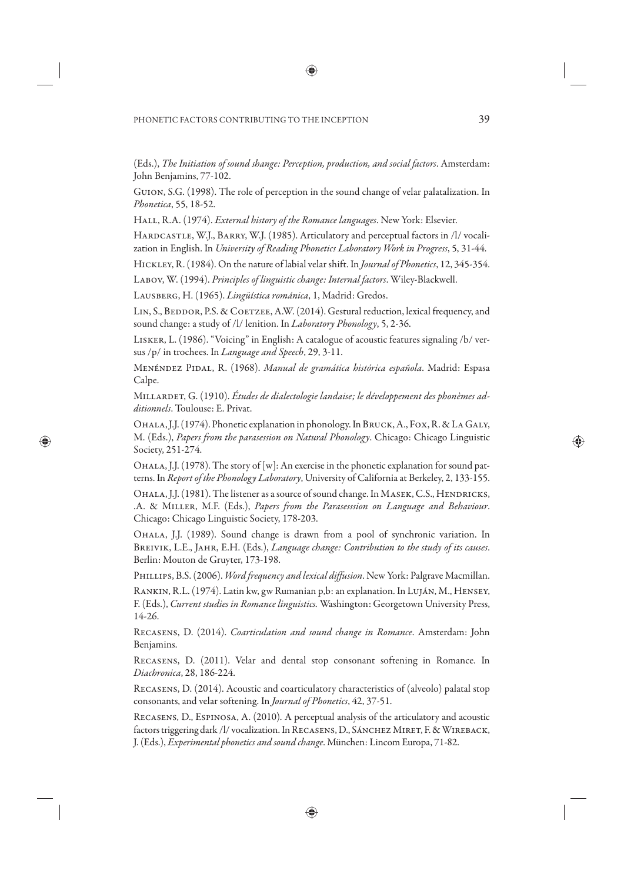(Eds.), *The Initiation of sound shange: Perception, production, and social factors*. Amsterdam: John Benjamins, 77-102.

Guion, S.G. (1998). The role of perception in the sound change of velar palatalization. In *Phonetica*, 55, 18-52.

Hall, R.A. (1974). *External history of the Romance languages*. New York: Elsevier.

Hardcastle, W.J., Barry, W.J. (1985). Articulatory and perceptual factors in /l/ vocalization in English. In *University of Reading Phonetics Laboratory Work in Progress*, 5, 31-44.

Hickley, R. (1984). On the nature of labial velar shift. In *Journal of Phonetics*, 12, 345-354.

Labov, W. (1994). *Principles of linguistic change: Internal factors*. Wiley-Blackwell.

Lausberg, H. (1965). *Lingüística románica*, 1, Madrid: Gredos.

Lin, S., Beddor, P.S. & Coetzee, A.W. (2014). Gestural reduction, lexical frequency, and sound change: a study of /l/ lenition. In *Laboratory Phonology*, 5, 2-36.

Lisker, L. (1986). "Voicing" in English: A catalogue of acoustic features signaling /b/ versus /p/ in trochees. In *Language and Speech*, 29, 3-11.

Menéndez Pidal, R. (1968). *Manual de gramática histórica española*. Madrid: Espasa Calpe.

Millardet, G. (1910). *Études de dialectologie landaise; le développement des phonèmes additionnels*. Toulouse: E. Privat.

Ohala, J.J. (1974). Phonetic explanation in phonology. In Bruck, A., Fox, R. & La Galy, M. (Eds.), *Papers from the parasession on Natural Phonology*. Chicago: Chicago Linguistic Society, 251-274.

Ohala, J.J. (1978). The story of [w]: An exercise in the phonetic explanation for sound patterns. In *Report of the Phonology Laboratory*, University of California at Berkeley, 2, 133-155.

Ohala, J.J. (1981). The listener as a source of sound change. In Masek, C.S., Hendricks, .A. & Miller, M.F. (Eds.), *Papers from the Parasesssion on Language and Behaviour*. Chicago: Chicago Linguistic Society, 178-203.

Ohala, J.J. (1989). Sound change is drawn from a pool of synchronic variation. In Breivik, L.E., Jahr, E.H. (Eds.), *Language change: Contribution to the study of its causes*. Berlin: Mouton de Gruyter, 173-198.

Phillips, B.S. (2006). *Word frequency and lexical diffusion*. New York: Palgrave Macmillan.

Rankin, R.L. (1974). Latin kw, gw Rumanian p,b: an explanation. In Luján, M., Hensey, F. (Eds.), *Current studies in Romance linguistics.* Washington: Georgetown University Press, 14-26.

Recasens, D. (2014). *Coarticulation and sound change in Romance*. Amsterdam: John Benjamins.

Recasens, D. (2011). Velar and dental stop consonant softening in Romance. In *Diachronica*, 28, 186-224.

Recasens, D. (2014). Acoustic and coarticulatory characteristics of (alveolo) palatal stop consonants, and velar softening. In *Journal of Phonetics*, 42, 37-51.

Recasens, D., Espinosa, A. (2010). A perceptual analysis of the articulatory and acoustic factors triggering dark /l/ vocalization. In Recasens, D., Sánchez Miret, F. & Wireback, J. (Eds.), *Experimental phonetics and sound change*. München: Lincom Europa, 71-82.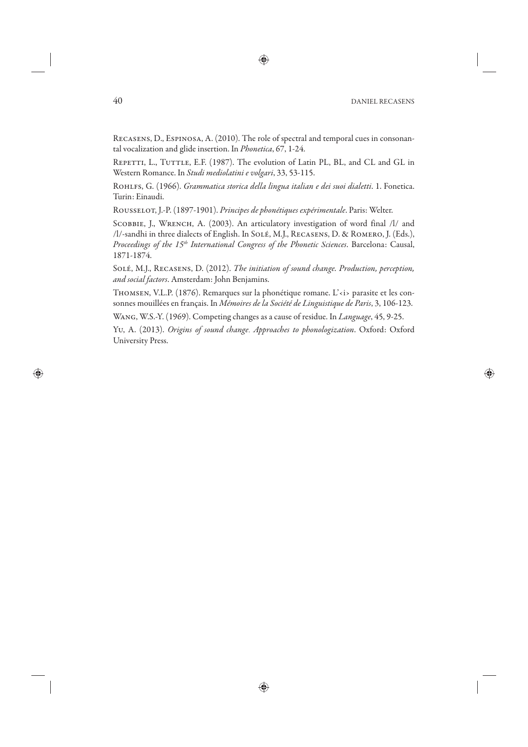Recasens, D., Espinosa, A. (2010). The role of spectral and temporal cues in consonantal vocalization and glide insertion. In *Phonetica*, 67, 1-24.

Repetti, L., Tuttle, E.F. (1987). The evolution of Latin PL, BL, and CL and GL in Western Romance. In *Studi mediolatini e volgari*, 33, 53-115.

Rohlfs, G. (1966). *Grammatica storica della lingua italian e dei suoi dialetti*. 1. Fonetica. Turin: Einaudi.

Rousselot, J.-P. (1897-1901). *Principes de phonétiques expérimentale*. Paris: Welter.

Scobbie, J., Wrench, A. (2003). An articulatory investigation of word final /l/ and /l/-sandhi in three dialects of English. In Solé, M.J., Recasens, D. & Romero, J. (Eds.), *Proceedings of the 15th International Congress of the Phonetic Sciences*. Barcelona: Causal, 1871-1874.

Solé, M.J., Recasens, D. (2012). *The initiation of sound change. Production, perception, and social factors*. Amsterdam: John Benjamins.

Thomsen, V.L.P. (1876). Remarques sur la phonétique romane. L'<i> parasite et les consonnes mouillées en français. In *Mémoires de la Société de Linguistique de Paris*, 3, 106-123.

Wang, W.S.-Y. (1969). Competing changes as a cause of residue. In *Language*, 45, 9-25.

Yu, A. (2013). *Origins of sound change. Approaches to phonologization*. Oxford: Oxford University Press.